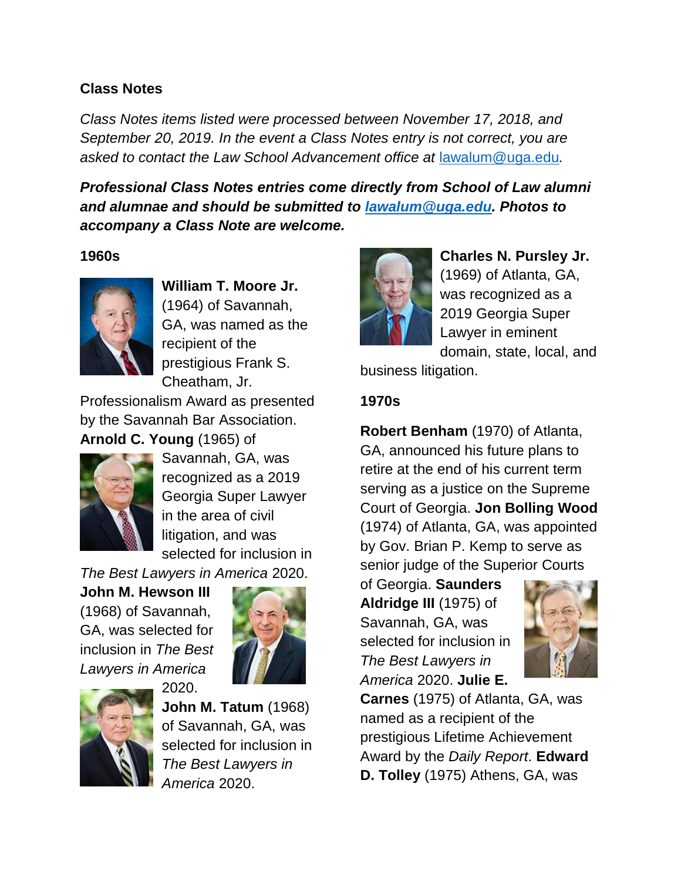**Class Notes**

*Class Notes items listed were processed between November 17, 2018, and September 20, 2019. In the event a Class Notes entry is not correct, you are asked to contact the Law School Advancement office at [lawalum@uga.edu](mailto:lawalum@uga.edu).*

***Professional Class Notes entries come directly from School of Law alumni and alumnae and should be submitted to [lawalum@uga.edu](mailto:lawalum@uga.edu). Photos to accompany a Class Note are welcome.***

**1960s**

**William T. Moore Jr.** (1964) of Savannah, GA, was named as the recipient of the prestigious Frank S. Cheatham, Jr. Professionalism Award as presented by the Savannah Bar Association. **Arnold C. Young** (1965) of Savannah, GA, was recognized as a 2019 Georgia Super Lawyer in the area of civil litigation, and was selected for inclusion in *The Best Lawyers in America* 2020. **John M. Hewson III** (1968) of Savannah, GA, was selected for inclusion in *The Best Lawyers in America* 2020. **John M. Tatum** (1968) of Savannah, GA, was selected for inclusion in *The Best Lawyers in America* 2020. **Charles N. Pursley Jr.** (1969) of Atlanta, GA, was recognized as a 2019 Georgia Super Lawyer in eminent domain, state, local, and business litigation.

**1970s**

**Robert Benham** (1970) of Atlanta, GA, announced his future plans to retire at the end of his current term serving as a justice on the Supreme Court of Georgia. **Jon Bolling Wood** (1974) of Atlanta, GA, was appointed by Gov. Brian P. Kemp to serve as senior judge of the Superior Courts of Georgia. **Saunders Aldridge III** (1975) of Savannah, GA, was selected for inclusion in *The Best Lawyers in America* 2020. **Julie E. Carnes** (1975) of Atlanta, GA, was named as a recipient of the prestigious Lifetime Achievement Award by the *Daily Report*. **Edward D. Tolley** (1975) Athens, GA, was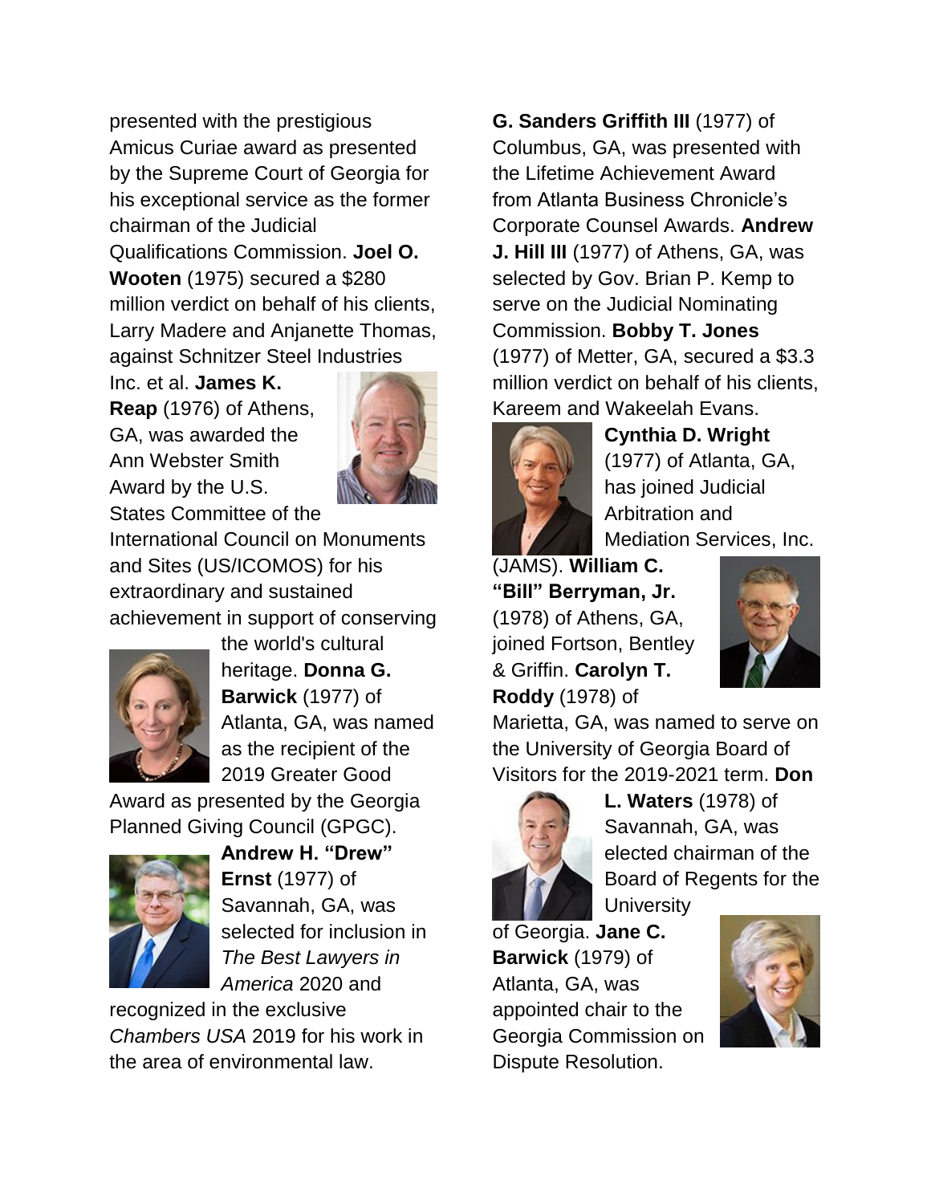presented with the prestigious Amicus Curiae award as presented by the Supreme Court of Georgia for his exceptional service as the former chairman of the Judicial Qualifications Commission. **Joel O. Wooten** (1975) secured a $280 million verdict on behalf of his clients, Larry Madere and Anjanette Thomas, against Schnitzer Steel Industries Inc. et al. **James K. Reap** (1976) of Athens, GA, was awarded the Ann Webster Smith Award by the U.S. States Committee of the International Council on Monuments and Sites (US/ICOMOS) for his extraordinary and sustained achievement in support of conserving the world's cultural heritage. **Donna G. Barwick** (1977) of Atlanta, GA, was named as the recipient of the 2019 Greater Good Award as presented by the Georgia Planned Giving Council (GPGC). **Andrew H. "Drew" Ernst** (1977) of Savannah, GA, was selected for inclusion in *The Best Lawyers in America* 2020 and recognized in the exclusive *Chambers USA* 2019 for his work in the area of environmental law.

**G. Sanders Griffith III** (1977) of Columbus, GA, was presented with the Lifetime Achievement Award from Atlanta Business Chronicle's Corporate Counsel Awards. **Andrew J. Hill III** (1977) of Athens, GA, was selected by Gov. Brian P. Kemp to serve on the Judicial Nominating Commission. **Bobby T. Jones** (1977) of Metter, GA, secured a $3.3 million verdict on behalf of his clients, Kareem and Wakeelah Evans. **Cynthia D. Wright** (1977) of Atlanta, GA, has joined Judicial Arbitration and Mediation Services, Inc. (JAMS). **William C. "Bill" Berryman, Jr.** (1978) of Athens, GA, joined Fortson, Bentley & Griffin. **Carolyn T. Roddy** (1978) of Marietta, GA, was named to serve on the University of Georgia Board of Visitors for the 2019-2021 term. **Don L. Waters** (1978) of Savannah, GA, was elected chairman of the Board of Regents for the University of Georgia. **Jane C. Barwick** (1979) of Atlanta, GA, was appointed chair to the Georgia Commission on Dispute Resolution.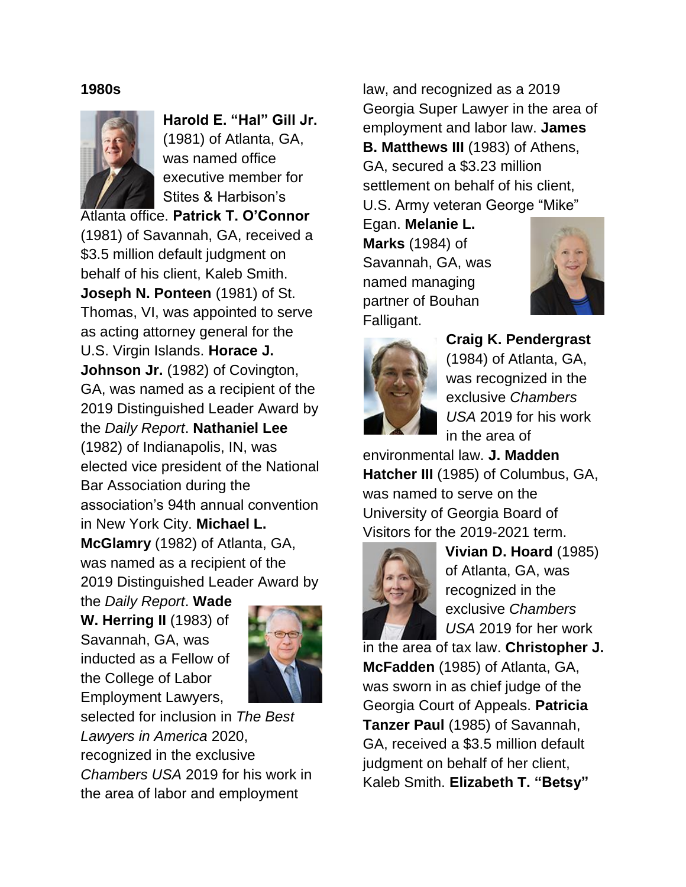## 1980s

**Harold E. "Hal" Gill Jr.** (1981) of Atlanta, GA, was named office executive member for Stites & Harbison's Atlanta office. **Patrick T. O'Connor** (1981) of Savannah, GA, received a $3.5 million default judgment on behalf of his client, Kaleb Smith. **Joseph N. Ponteen** (1981) of St. Thomas, VI, was appointed to serve as acting attorney general for the U.S. Virgin Islands. **Horace J. Johnson Jr.** (1982) of Covington, GA, was named as a recipient of the 2019 Distinguished Leader Award by the *Daily Report*. **Nathaniel Lee** (1982) of Indianapolis, IN, was elected vice president of the National Bar Association during the association's 94th annual convention in New York City. **Michael L. McGlamry** (1982) of Atlanta, GA, was named as a recipient of the 2019 Distinguished Leader Award by the *Daily Report*. **Wade W. Herring II** (1983) of Savannah, GA, was inducted as a Fellow of the College of Labor Employment Lawyers, selected for inclusion in *The Best Lawyers in America* 2020, recognized in the exclusive *Chambers USA* 2019 for his work in the area of labor and employment law, and recognized as a 2019 Georgia Super Lawyer in the area of employment and labor law. **James B. Matthews III** (1983) of Athens, GA, secured a $3.23 million settlement on behalf of his client, U.S. Army veteran George "Mike" Egan. **Melanie L. Marks** (1984) of Savannah, GA, was named managing partner of Bouhan Falligant.

**Craig K. Pendergrast** (1984) of Atlanta, GA, was recognized in the exclusive *Chambers USA* 2019 for his work in the area of environmental law. **J. Madden Hatcher III** (1985) of Columbus, GA, was named to serve on the University of Georgia Board of Visitors for the 2019-2021 term.

**Vivian D. Hoard** (1985) of Atlanta, GA, was recognized in the exclusive *Chambers USA* 2019 for her work in the area of tax law. **Christopher J. McFadden** (1985) of Atlanta, GA, was sworn in as chief judge of the Georgia Court of Appeals. **Patricia Tanzer Paul** (1985) of Savannah, GA, received a $3.5 million default judgment on behalf of her client, Kaleb Smith. **Elizabeth T. "Betsy"**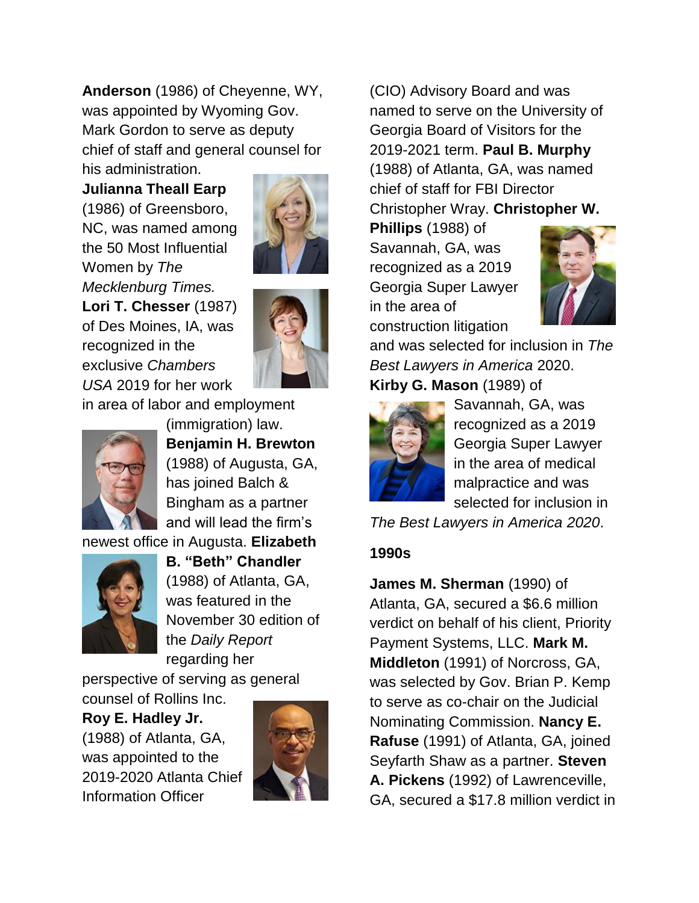**Anderson** (1986) of Cheyenne, WY, was appointed by Wyoming Gov. Mark Gordon to serve as deputy chief of staff and general counsel for his administration. **Julianna Theall Earp** (1986) of Greensboro, NC, was named among the 50 Most Influential Women by *The Mecklenburg Times.* **Lori T. Chesser** (1987) of Des Moines, IA, was recognized in the exclusive *Chambers USA* 2019 for her work in area of labor and employment (immigration) law. **Benjamin H. Brewton** (1988) of Augusta, GA, has joined Balch & Bingham as a partner and will lead the firm's newest office in Augusta. **Elizabeth B. "Beth" Chandler** (1988) of Atlanta, GA, was featured in the November 30 edition of the *Daily Report* regarding her perspective of serving as general counsel of Rollins Inc. **Roy E. Hadley Jr.** (1988) of Atlanta, GA, was appointed to the 2019-2020 Atlanta Chief Information Officer (CIO) Advisory Board and was named to serve on the University of Georgia Board of Visitors for the 2019-2021 term. **Paul B. Murphy** (1988) of Atlanta, GA, was named chief of staff for FBI Director Christopher Wray. **Christopher W. Phillips** (1988) of Savannah, GA, was recognized as a 2019 Georgia Super Lawyer in the area of construction litigation and was selected for inclusion in *The Best Lawyers in America* 2020. **Kirby G. Mason** (1989) of Savannah, GA, was recognized as a 2019 Georgia Super Lawyer in the area of medical malpractice and was selected for inclusion in *The Best Lawyers in America 2020*.

**1990s**

**James M. Sherman** (1990) of Atlanta, GA, secured a $6.6 million verdict on behalf of his client, Priority Payment Systems, LLC. **Mark M. Middleton** (1991) of Norcross, GA, was selected by Gov. Brian P. Kemp to serve as co-chair on the Judicial Nominating Commission. **Nancy E. Rafuse** (1991) of Atlanta, GA, joined Seyfarth Shaw as a partner. **Steven A. Pickens** (1992) of Lawrenceville, GA, secured a $17.8 million verdict in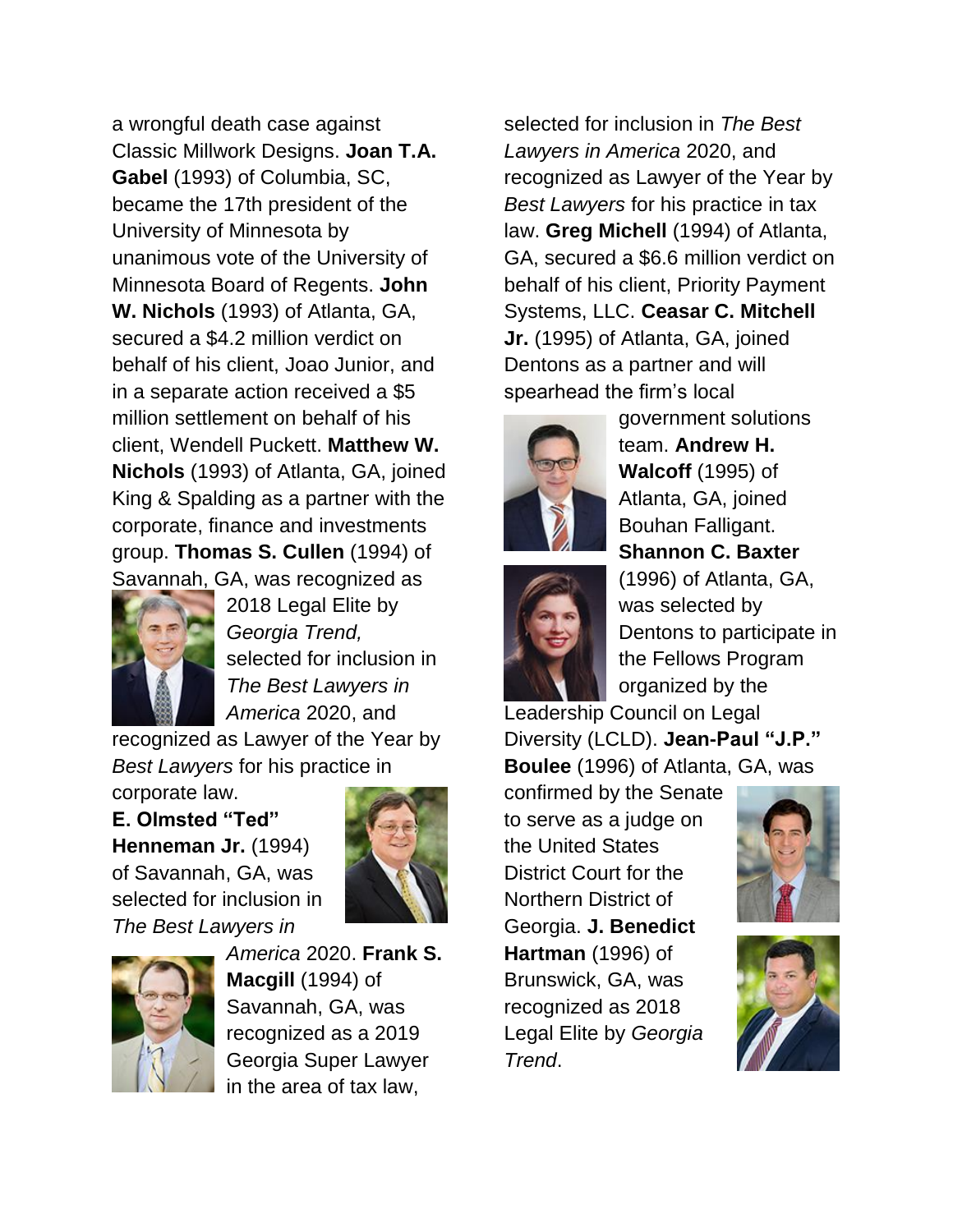a wrongful death case against Classic Millwork Designs. **Joan T.A. Gabel** (1993) of Columbia, SC, became the 17th president of the University of Minnesota by unanimous vote of the University of Minnesota Board of Regents. **John W. Nichols** (1993) of Atlanta, GA, secured a $4.2 million verdict on behalf of his client, Joao Junior, and in a separate action received a $5 million settlement on behalf of his client, Wendell Puckett. **Matthew W. Nichols** (1993) of Atlanta, GA, joined King & Spalding as a partner with the corporate, finance and investments group. **Thomas S. Cullen** (1994) of Savannah, GA, was recognized as 2018 Legal Elite by *Georgia Trend,* selected for inclusion in *The Best Lawyers in America* 2020, and recognized as Lawyer of the Year by *Best Lawyers* for his practice in corporate law. **E. Olmsted "Ted" Henneman Jr.** (1994) of Savannah, GA, was selected for inclusion in *The Best Lawyers in America* 2020. **Frank S. Macgill** (1994) of Savannah, GA, was recognized as a 2019 Georgia Super Lawyer in the area of tax law, selected for inclusion in *The Best Lawyers in America* 2020, and recognized as Lawyer of the Year by *Best Lawyers* for his practice in tax law. **Greg Michell** (1994) of Atlanta, GA, secured a $6.6 million verdict on behalf of his client, Priority Payment Systems, LLC. **Ceasar C. Mitchell Jr.** (1995) of Atlanta, GA, joined Dentons as a partner and will spearhead the firm's local government solutions team. **Andrew H. Walcoff** (1995) of Atlanta, GA, joined Bouhan Falligant. **Shannon C. Baxter** (1996) of Atlanta, GA, was selected by Dentons to participate in the Fellows Program organized by the Leadership Council on Legal Diversity (LCLD). **Jean-Paul "J.P." Boulee** (1996) of Atlanta, GA, was confirmed by the Senate to serve as a judge on the United States District Court for the Northern District of Georgia. **J. Benedict Hartman** (1996) of Brunswick, GA, was recognized as 2018 Legal Elite by *Georgia Trend*.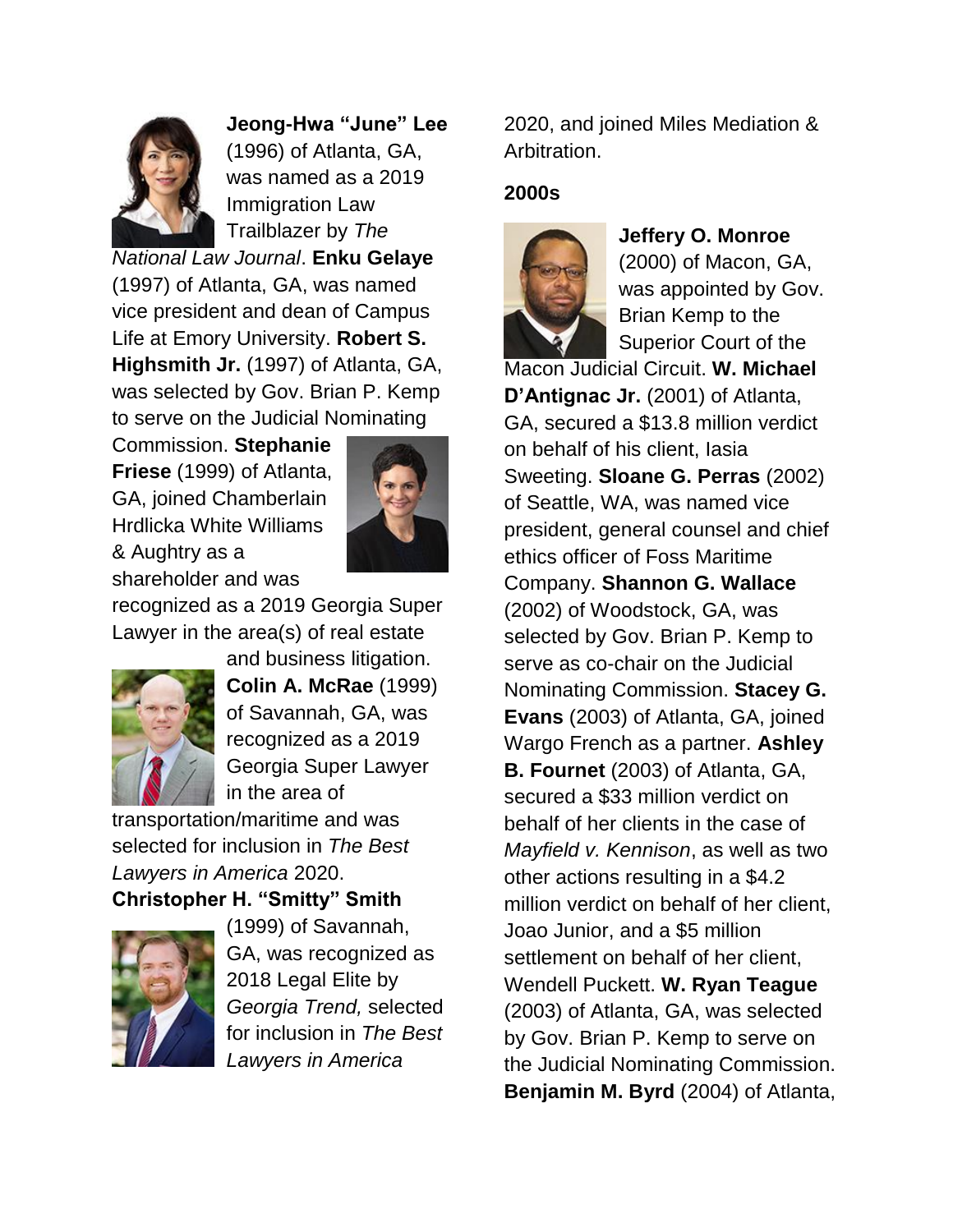**Jeong-Hwa "June" Lee** (1996) of Atlanta, GA, was named as a 2019 Immigration Law Trailblazer by *The National Law Journal*. **Enku Gelaye** (1997) of Atlanta, GA, was named vice president and dean of Campus Life at Emory University. **Robert S. Highsmith Jr.** (1997) of Atlanta, GA, was selected by Gov. Brian P. Kemp to serve on the Judicial Nominating Commission. **Stephanie Friese** (1999) of Atlanta, GA, joined Chamberlain Hrdlicka White Williams & Aughtry as a shareholder and was recognized as a 2019 Georgia Super Lawyer in the area(s) of real estate and business litigation. **Colin A. McRae** (1999) of Savannah, GA, was recognized as a 2019 Georgia Super Lawyer in the area of transportation/maritime and was selected for inclusion in *The Best Lawyers in America* 2020. **Christopher H. "Smitty" Smith** (1999) of Savannah, GA, was recognized as 2018 Legal Elite by *Georgia Trend,* selected for inclusion in *The Best Lawyers in America* 2020, and joined Miles Mediation & Arbitration.

**2000s**

**Jeffery O. Monroe** (2000) of Macon, GA, was appointed by Gov. Brian Kemp to the Superior Court of the Macon Judicial Circuit. **W. Michael D'Antignac Jr.** (2001) of Atlanta, GA, secured a $13.8 million verdict on behalf of his client, Iasia Sweeting. **Sloane G. Perras** (2002) of Seattle, WA, was named vice president, general counsel and chief ethics officer of Foss Maritime Company. **Shannon G. Wallace** (2002) of Woodstock, GA, was selected by Gov. Brian P. Kemp to serve as co-chair on the Judicial Nominating Commission. **Stacey G. Evans** (2003) of Atlanta, GA, joined Wargo French as a partner. **Ashley B. Fournet** (2003) of Atlanta, GA, secured a $33 million verdict on behalf of her clients in the case of *Mayfield v. Kennison*, as well as two other actions resulting in a $4.2 million verdict on behalf of her client, Joao Junior, and a $5 million settlement on behalf of her client, Wendell Puckett. **W. Ryan Teague** (2003) of Atlanta, GA, was selected by Gov. Brian P. Kemp to serve on the Judicial Nominating Commission. **Benjamin M. Byrd** (2004) of Atlanta,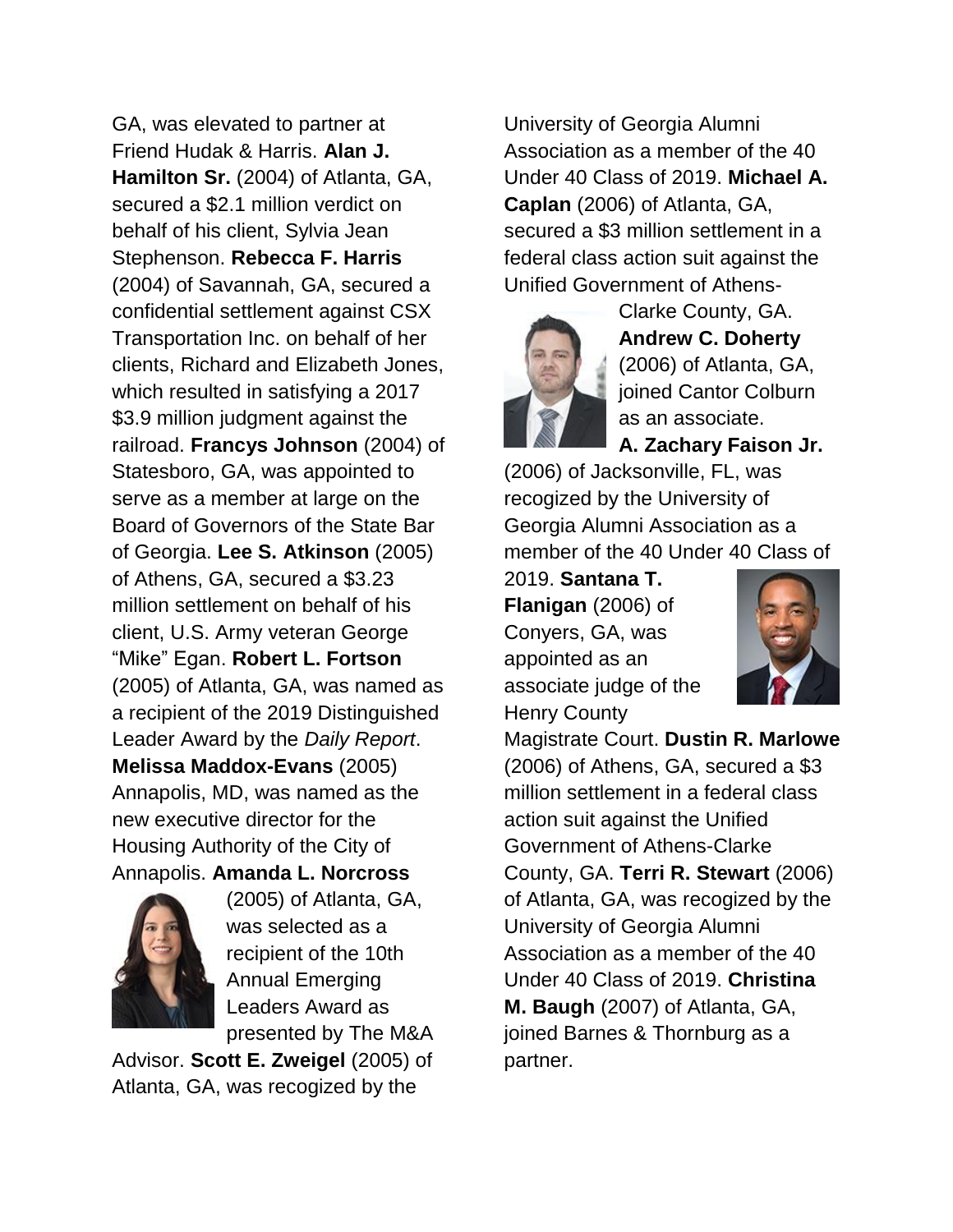GA, was elevated to partner at Friend Hudak & Harris. **Alan J. Hamilton Sr.** (2004) of Atlanta, GA, secured a $2.1 million verdict on behalf of his client, Sylvia Jean Stephenson. **Rebecca F. Harris** (2004) of Savannah, GA, secured a confidential settlement against CSX Transportation Inc. on behalf of her clients, Richard and Elizabeth Jones, which resulted in satisfying a 2017 $3.9 million judgment against the railroad. **Francys Johnson** (2004) of Statesboro, GA, was appointed to serve as a member at large on the Board of Governors of the State Bar of Georgia. **Lee S. Atkinson** (2005) of Athens, GA, secured a $3.23 million settlement on behalf of his client, U.S. Army veteran George "Mike" Egan. **Robert L. Fortson** (2005) of Atlanta, GA, was named as a recipient of the 2019 Distinguished Leader Award by the *Daily Report*. **Melissa Maddox-Evans** (2005) Annapolis, MD, was named as the new executive director for the Housing Authority of the City of Annapolis. **Amanda L. Norcross** (2005) of Atlanta, GA, was selected as a recipient of the 10th Annual Emerging Leaders Award as presented by The M&A Advisor. **Scott E. Zweigel** (2005) of Atlanta, GA, was recogized by the University of Georgia Alumni Association as a member of the 40 Under 40 Class of 2019. **Michael A. Caplan** (2006) of Atlanta, GA, secured a $3 million settlement in a federal class action suit against the Unified Government of Athens-Clarke County, GA. **Andrew C. Doherty** (2006) of Atlanta, GA, joined Cantor Colburn as an associate. **A. Zachary Faison Jr.** (2006) of Jacksonville, FL, was recogized by the University of Georgia Alumni Association as a member of the 40 Under 40 Class of 2019. **Santana T. Flanigan** (2006) of Conyers, GA, was appointed as an associate judge of the Henry County Magistrate Court. **Dustin R. Marlowe** (2006) of Athens, GA, secured a $3 million settlement in a federal class action suit against the Unified Government of Athens-Clarke County, GA. **Terri R. Stewart** (2006) of Atlanta, GA, was recogized by the University of Georgia Alumni Association as a member of the 40 Under 40 Class of 2019. **Christina M. Baugh** (2007) of Atlanta, GA, joined Barnes & Thornburg as a partner.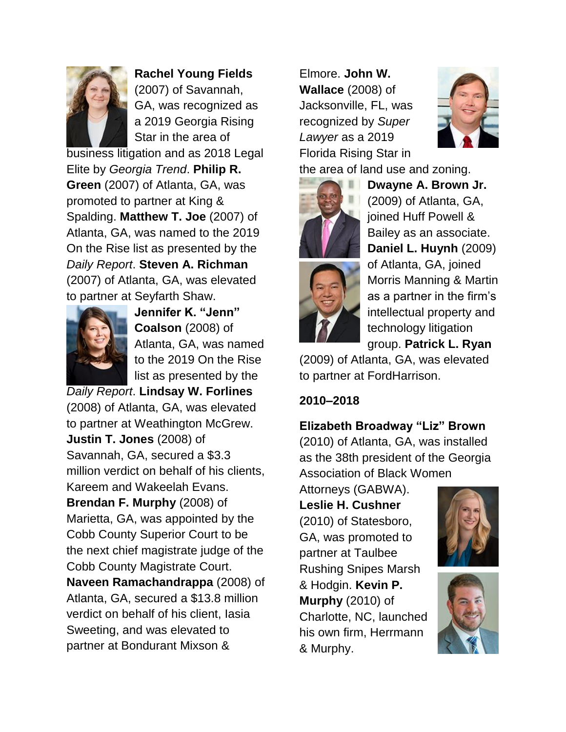**Rachel Young Fields** (2007) of Savannah, GA, was recognized as a 2019 Georgia Rising Star in the area of business litigation and as 2018 Legal Elite by *Georgia Trend*. **Philip R. Green** (2007) of Atlanta, GA, was promoted to partner at King & Spalding. **Matthew T. Joe** (2007) of Atlanta, GA, was named to the 2019 On the Rise list as presented by the *Daily Report*. **Steven A. Richman** (2007) of Atlanta, GA, was elevated to partner at Seyfarth Shaw. **Jennifer K. "Jenn" Coalson** (2008) of Atlanta, GA, was named to the 2019 On the Rise list as presented by the *Daily Report*. **Lindsay W. Forlines** (2008) of Atlanta, GA, was elevated to partner at Weathington McGrew. **Justin T. Jones** (2008) of Savannah, GA, secured a $3.3 million verdict on behalf of his clients, Kareem and Wakeelah Evans. **Brendan F. Murphy** (2008) of Marietta, GA, was appointed by the Cobb County Superior Court to be the next chief magistrate judge of the Cobb County Magistrate Court. **Naveen Ramachandrappa** (2008) of Atlanta, GA, secured a $13.8 million verdict on behalf of his client, Iasia Sweeting, and was elevated to partner at Bondurant Mixson & Elmore. **John W. Wallace** (2008) of Jacksonville, FL, was recognized by *Super Lawyer* as a 2019 Florida Rising Star in the area of land use and zoning. **Dwayne A. Brown Jr.** (2009) of Atlanta, GA, joined Huff Powell & Bailey as an associate. **Daniel L. Huynh** (2009) of Atlanta, GA, joined Morris Manning & Martin as a partner in the firm's intellectual property and technology litigation group. **Patrick L. Ryan** (2009) of Atlanta, GA, was elevated to partner at FordHarrison.

## 2010–2018

**Elizabeth Broadway "Liz" Brown** (2010) of Atlanta, GA, was installed as the 38th president of the Georgia Association of Black Women Attorneys (GABWA). **Leslie H. Cushner** (2010) of Statesboro, GA, was promoted to partner at Taulbee Rushing Snipes Marsh & Hodgin. **Kevin P. Murphy** (2010) of Charlotte, NC, launched his own firm, Herrmann & Murphy.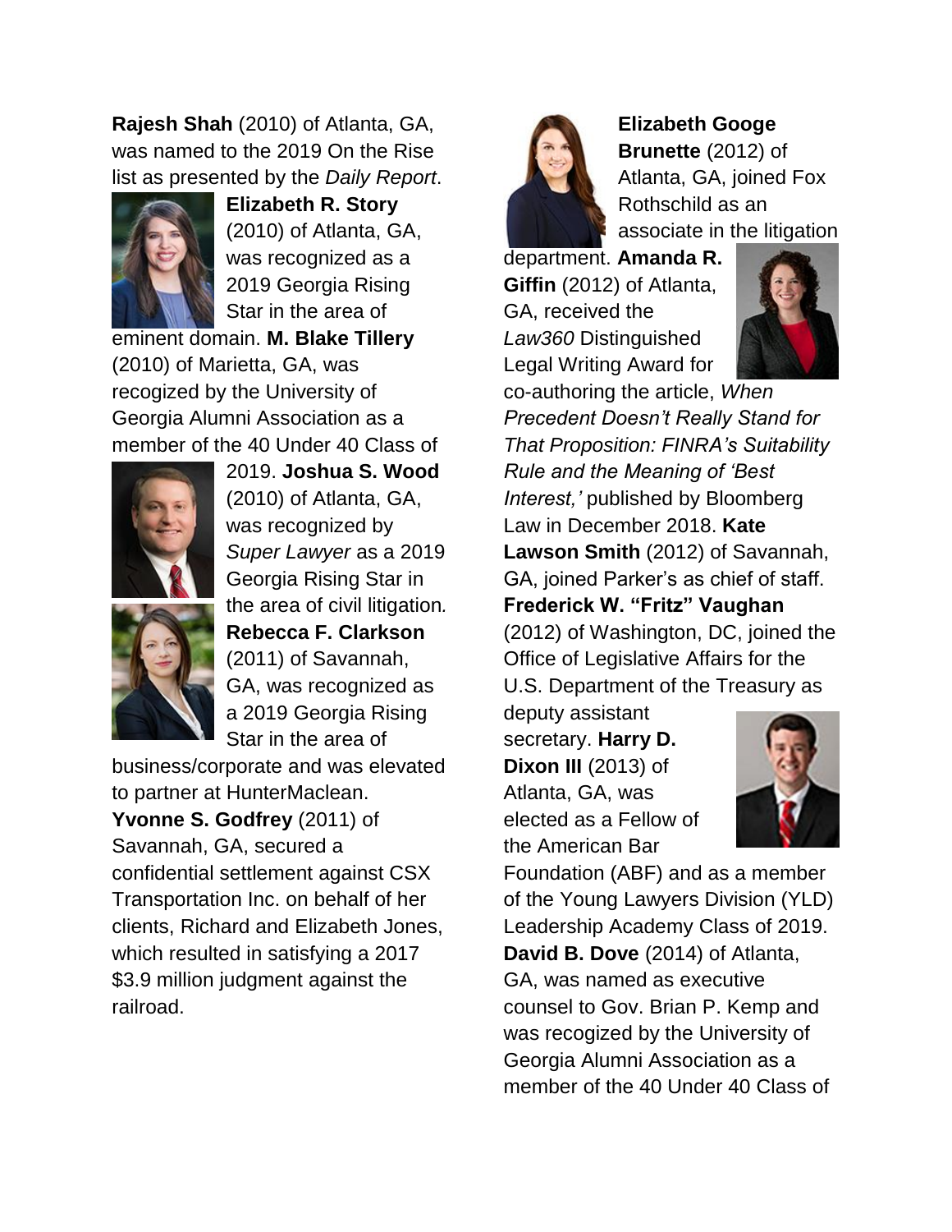**Rajesh Shah** (2010) of Atlanta, GA, was named to the 2019 On the Rise list as presented by the *Daily Report*. **Elizabeth R. Story** (2010) of Atlanta, GA, was recognized as a 2019 Georgia Rising Star in the area of eminent domain. **M. Blake Tillery** (2010) of Marietta, GA, was recogized by the University of Georgia Alumni Association as a member of the 40 Under 40 Class of 2019. **Joshua S. Wood** (2010) of Atlanta, GA, was recognized by *Super Lawyer* as a 2019 Georgia Rising Star in the area of civil litigation*.* **Rebecca F. Clarkson** (2011) of Savannah, GA, was recognized as a 2019 Georgia Rising Star in the area of business/corporate and was elevated to partner at HunterMaclean. **Yvonne S. Godfrey** (2011) of Savannah, GA, secured a confidential settlement against CSX Transportation Inc. on behalf of her clients, Richard and Elizabeth Jones, which resulted in satisfying a 2017 $3.9 million judgment against the railroad.

**Elizabeth Googe Brunette** (2012) of Atlanta, GA, joined Fox Rothschild as an associate in the litigation department. **Amanda R. Giffin** (2012) of Atlanta, GA, received the *Law360* Distinguished Legal Writing Award for co-authoring the article, *When Precedent Doesn't Really Stand for That Proposition: FINRA's Suitability Rule and the Meaning of 'Best Interest,'* published by Bloomberg Law in December 2018. **Kate Lawson Smith** (2012) of Savannah, GA, joined Parker's as chief of staff. **Frederick W. "Fritz" Vaughan** (2012) of Washington, DC, joined the Office of Legislative Affairs for the U.S. Department of the Treasury as deputy assistant secretary. **Harry D. Dixon III** (2013) of Atlanta, GA, was elected as a Fellow of the American Bar Foundation (ABF) and as a member of the Young Lawyers Division (YLD) Leadership Academy Class of 2019. **David B. Dove** (2014) of Atlanta, GA, was named as executive counsel to Gov. Brian P. Kemp and was recogized by the University of Georgia Alumni Association as a member of the 40 Under 40 Class of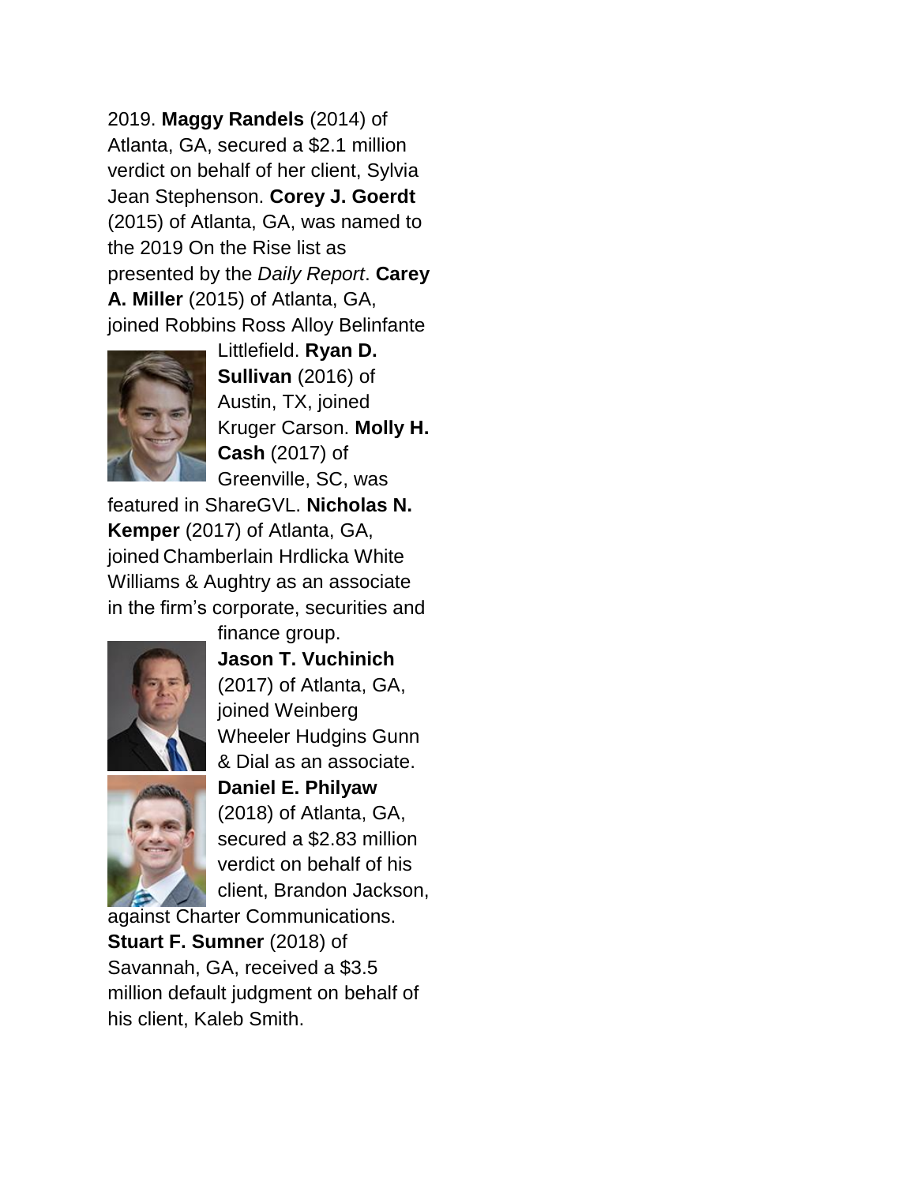2019. **Maggy Randels** (2014) of Atlanta, GA, secured a $2.1 million verdict on behalf of her client, Sylvia Jean Stephenson. **Corey J. Goerdt** (2015) of Atlanta, GA, was named to the 2019 On the Rise list as presented by the *Daily Report*. **Carey A. Miller** (2015) of Atlanta, GA, joined Robbins Ross Alloy Belinfante Littlefield. **Ryan D. Sullivan** (2016) of Austin, TX, joined Kruger Carson. **Molly H. Cash** (2017) of Greenville, SC, was featured in ShareGVL. **Nicholas N. Kemper** (2017) of Atlanta, GA, joined Chamberlain Hrdlicka White Williams & Aughtry as an associate in the firm's corporate, securities and finance group. **Jason T. Vuchinich** (2017) of Atlanta, GA, joined Weinberg Wheeler Hudgins Gunn & Dial as an associate. **Daniel E. Philyaw** (2018) of Atlanta, GA, secured a $2.83 million verdict on behalf of his client, Brandon Jackson, against Charter Communications. **Stuart F. Sumner** (2018) of Savannah, GA, received a $3.5 million default judgment on behalf of his client, Kaleb Smith.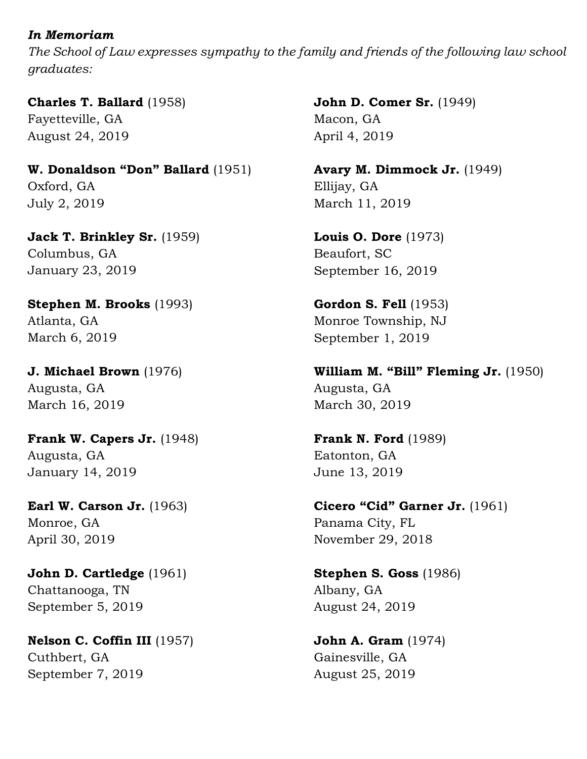***In Memoriam***

*The School of Law expresses sympathy to the family and friends of the following law school graduates:*

**Charles T. Ballard** (1958)
Fayetteville, GA
August 24, 2019

**W. Donaldson "Don" Ballard** (1951)
Oxford, GA
July 2, 2019

**Jack T. Brinkley Sr.** (1959)
Columbus, GA
January 23, 2019

**Stephen M. Brooks** (1993)
Atlanta, GA
March 6, 2019

**J. Michael Brown** (1976)
Augusta, GA
March 16, 2019

**Frank W. Capers Jr.** (1948)
Augusta, GA
January 14, 2019

**Earl W. Carson Jr.** (1963)
Monroe, GA
April 30, 2019

**John D. Cartledge** (1961)
Chattanooga, TN
September 5, 2019

**Nelson C. Coffin III** (1957)
Cuthbert, GA
September 7, 2019

**John D. Comer Sr.** (1949)
Macon, GA
April 4, 2019

**Avary M. Dimmock Jr.** (1949)
Ellijay, GA
March 11, 2019

**Louis O. Dore** (1973)
Beaufort, SC
September 16, 2019

**Gordon S. Fell** (1953)
Monroe Township, NJ
September 1, 2019

**William M. "Bill" Fleming Jr.** (1950)
Augusta, GA
March 30, 2019

**Frank N. Ford** (1989)
Eatonton, GA
June 13, 2019

**Cicero "Cid" Garner Jr.** (1961)
Panama City, FL
November 29, 2018

**Stephen S. Goss** (1986)
Albany, GA
August 24, 2019

**John A. Gram** (1974)
Gainesville, GA
August 25, 2019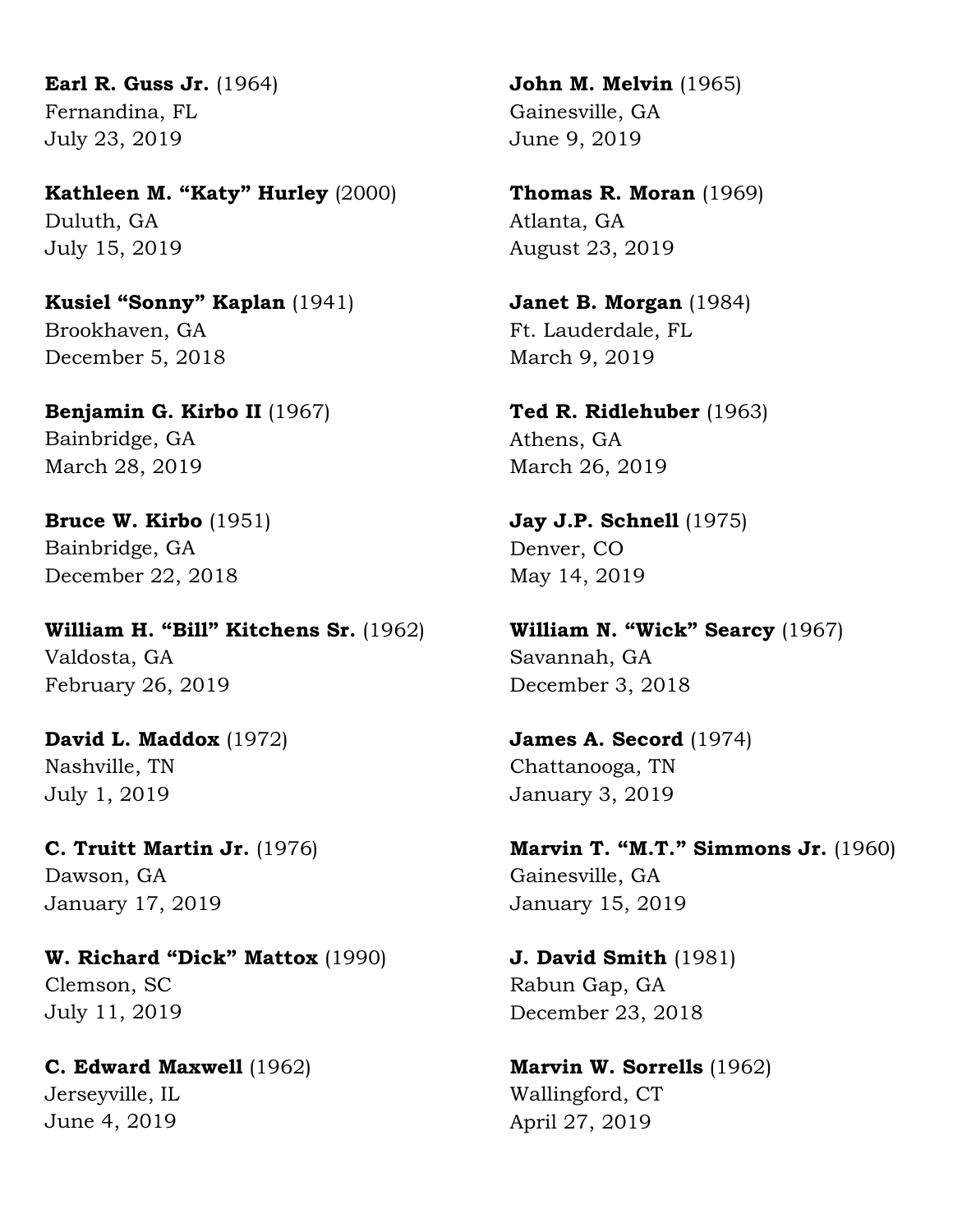**Earl R. Guss Jr.** (1964)
Fernandina, FL
July 23, 2019

**Kathleen M. “Katy” Hurley** (2000)
Duluth, GA
July 15, 2019

**Kusiel “Sonny” Kaplan** (1941)
Brookhaven, GA
December 5, 2018

**Benjamin G. Kirbo II** (1967)
Bainbridge, GA
March 28, 2019

**Bruce W. Kirbo** (1951)
Bainbridge, GA
December 22, 2018

**William H. “Bill” Kitchens Sr.** (1962)
Valdosta, GA
February 26, 2019

**David L. Maddox** (1972)
Nashville, TN
July 1, 2019

**C. Truitt Martin Jr.** (1976)
Dawson, GA
January 17, 2019

**W. Richard “Dick” Mattox** (1990)
Clemson, SC
July 11, 2019

**C. Edward Maxwell** (1962)
Jerseyville, IL
June 4, 2019

**John M. Melvin** (1965)
Gainesville, GA
June 9, 2019

**Thomas R. Moran** (1969)
Atlanta, GA
August 23, 2019

**Janet B. Morgan** (1984)
Ft. Lauderdale, FL
March 9, 2019

**Ted R. Ridlehuber** (1963)
Athens, GA
March 26, 2019

**Jay J.P. Schnell** (1975)
Denver, CO
May 14, 2019

**William N. “Wick” Searcy** (1967)
Savannah, GA
December 3, 2018

**James A. Secord** (1974)
Chattanooga, TN
January 3, 2019

**Marvin T. “M.T.” Simmons Jr.** (1960)
Gainesville, GA
January 15, 2019

**J. David Smith** (1981)
Rabun Gap, GA
December 23, 2018

**Marvin W. Sorrells** (1962)
Wallingford, CT
April 27, 2019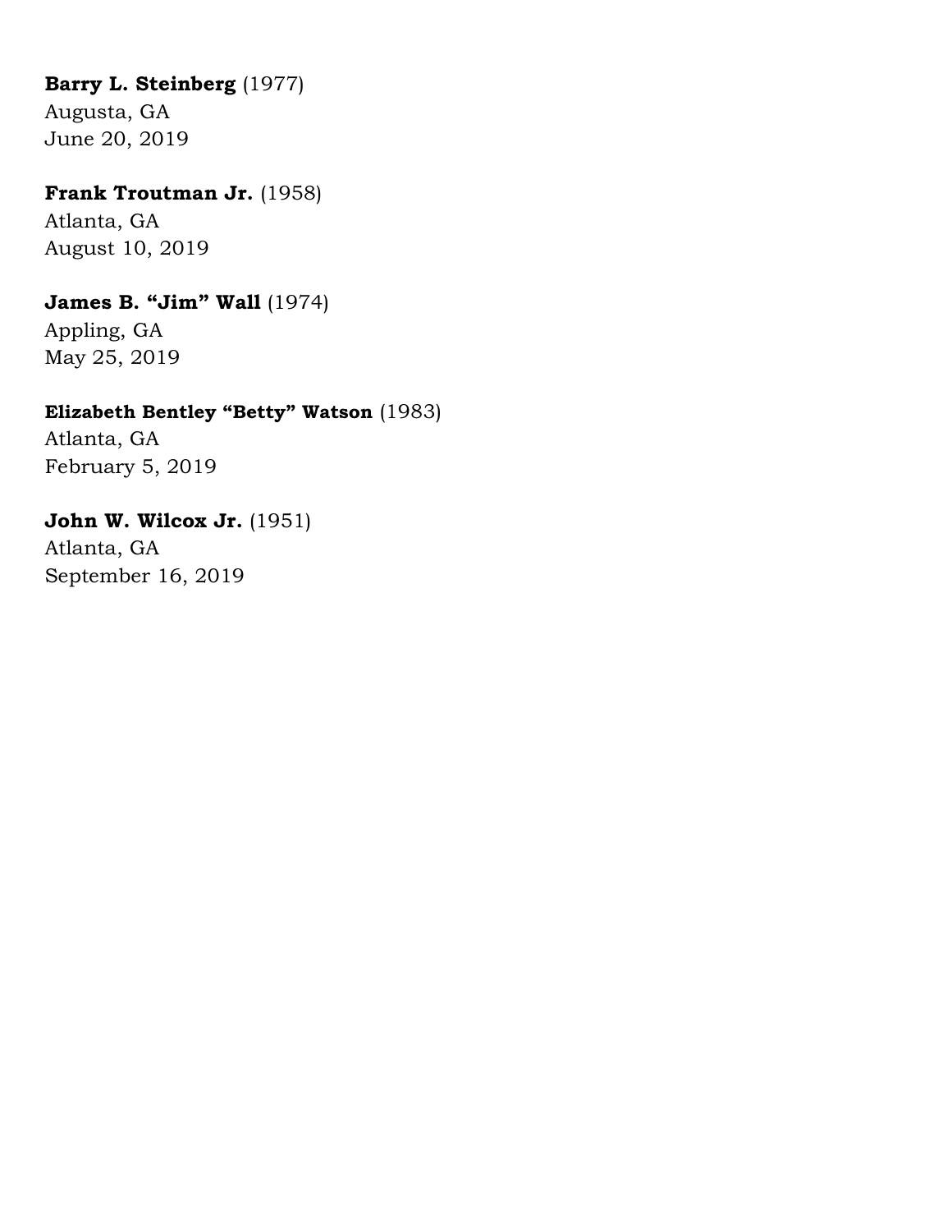**Barry L. Steinberg** (1977)
Augusta, GA
June 20, 2019

**Frank Troutman Jr.** (1958)
Atlanta, GA
August 10, 2019

**James B. "Jim" Wall** (1974)
Appling, GA
May 25, 2019

**Elizabeth Bentley "Betty" Watson** (1983)
Atlanta, GA
February 5, 2019

**John W. Wilcox Jr.** (1951)
Atlanta, GA
September 16, 2019